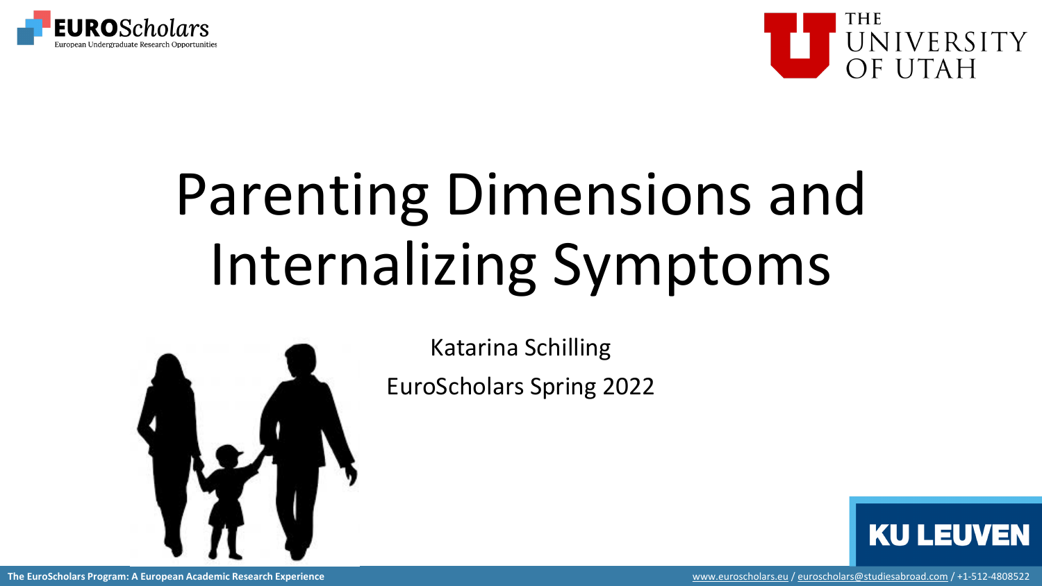# Parenting Dimensions and Internalizing Symptoms

Katarina Schilling

EuroScholars Spring 2022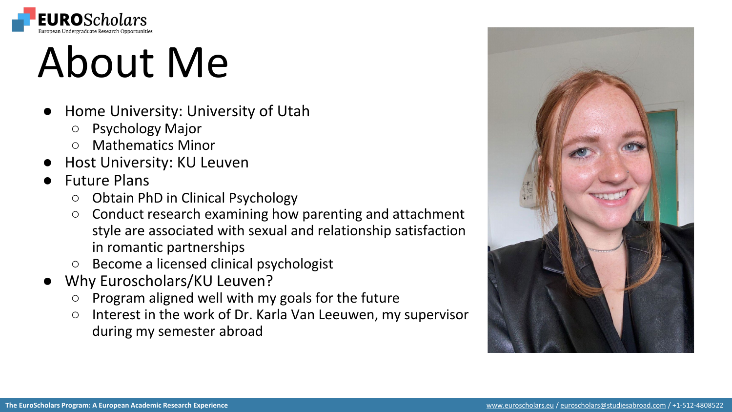# About Me

- Home University: University of Utah
  - Psychology Major
  - Mathematics Minor
- Host University: KU Leuven
- Future Plans
  - Obtain PhD in Clinical Psychology
  - Conduct research examining how parenting and attachment style are associated with sexual and relationship satisfaction in romantic partnerships
  - Become a licensed clinical psychologist
- Why Euroscholars/KU Leuven?
  - Program aligned well with my goals for the future
  - Interest in the work of Dr. Karla Van Leeuwen, my supervisor during my semester abroad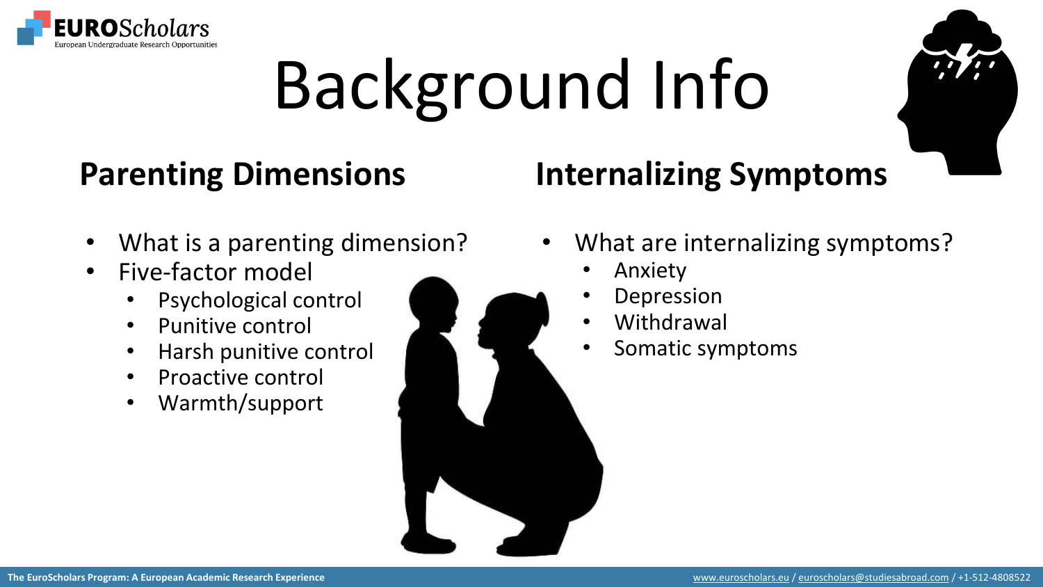# Background Info

## Parenting Dimensions

- What is a parenting dimension?
- Five-factor model
  - Psychological control
  - Punitive control
  - Harsh punitive control
  - Proactive control
  - Warmth/support

## Internalizing Symptoms

- What are internalizing symptoms?
  - Anxiety
  - Depression
  - Withdrawal
  - Somatic symptoms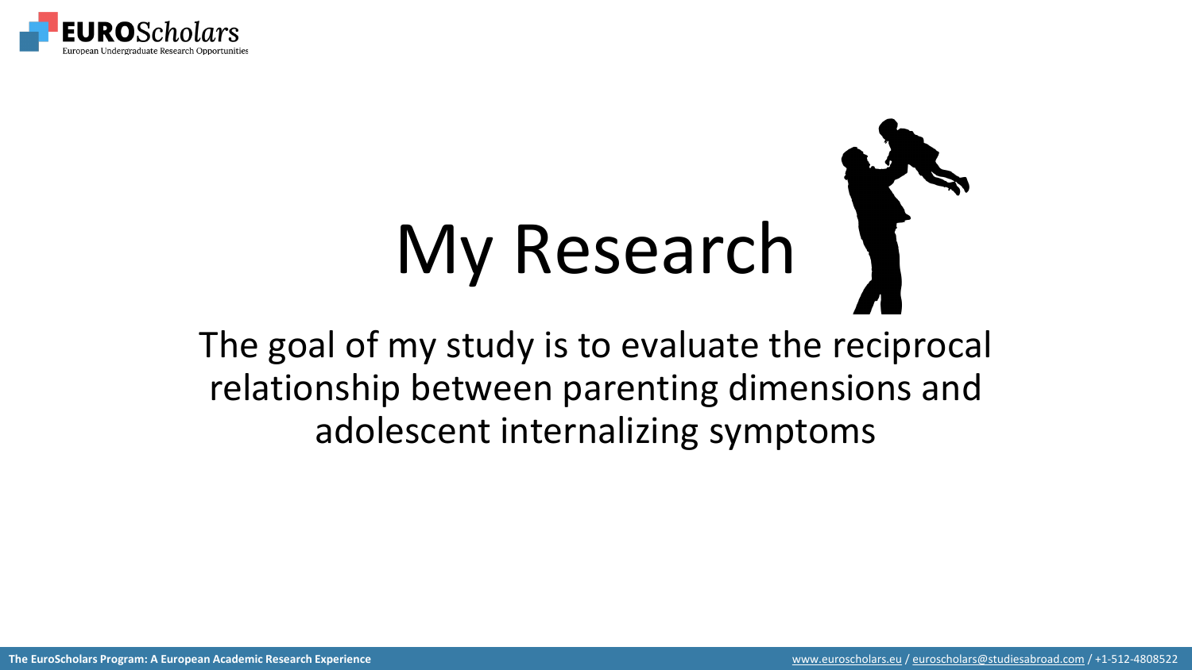# My Research

The goal of my study is to evaluate the reciprocal relationship between parenting dimensions and adolescent internalizing symptoms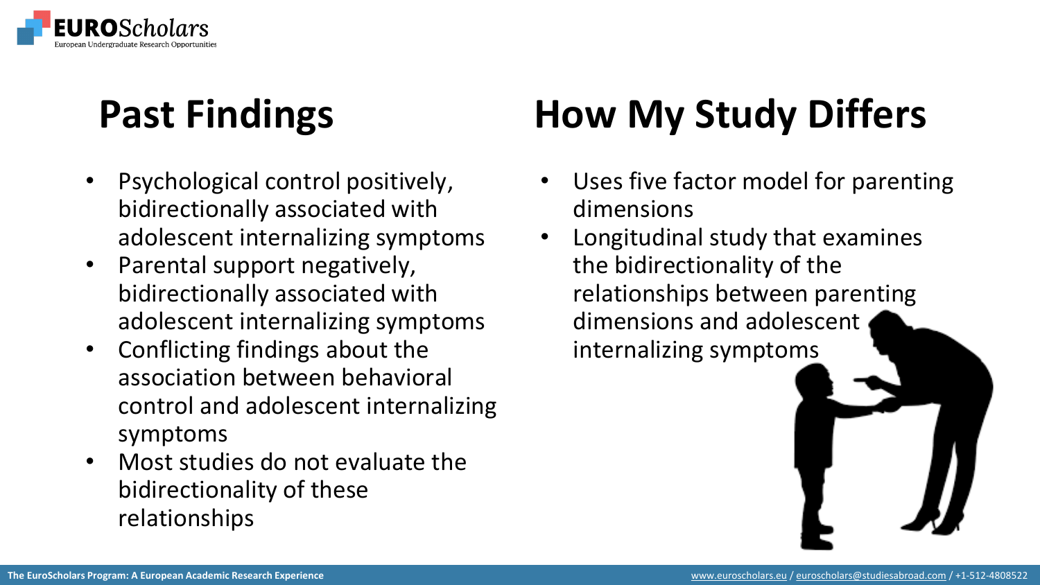## Past Findings

- Psychological control positively, bidirectionally associated with adolescent internalizing symptoms
- Parental support negatively, bidirectionally associated with adolescent internalizing symptoms
- Conflicting findings about the association between behavioral control and adolescent internalizing symptoms
- Most studies do not evaluate the bidirectionality of these relationships

## How My Study Differs

- Uses five factor model for parenting dimensions
- Longitudinal study that examines the bidirectionality of the relationships between parenting dimensions and adolescent internalizing symptoms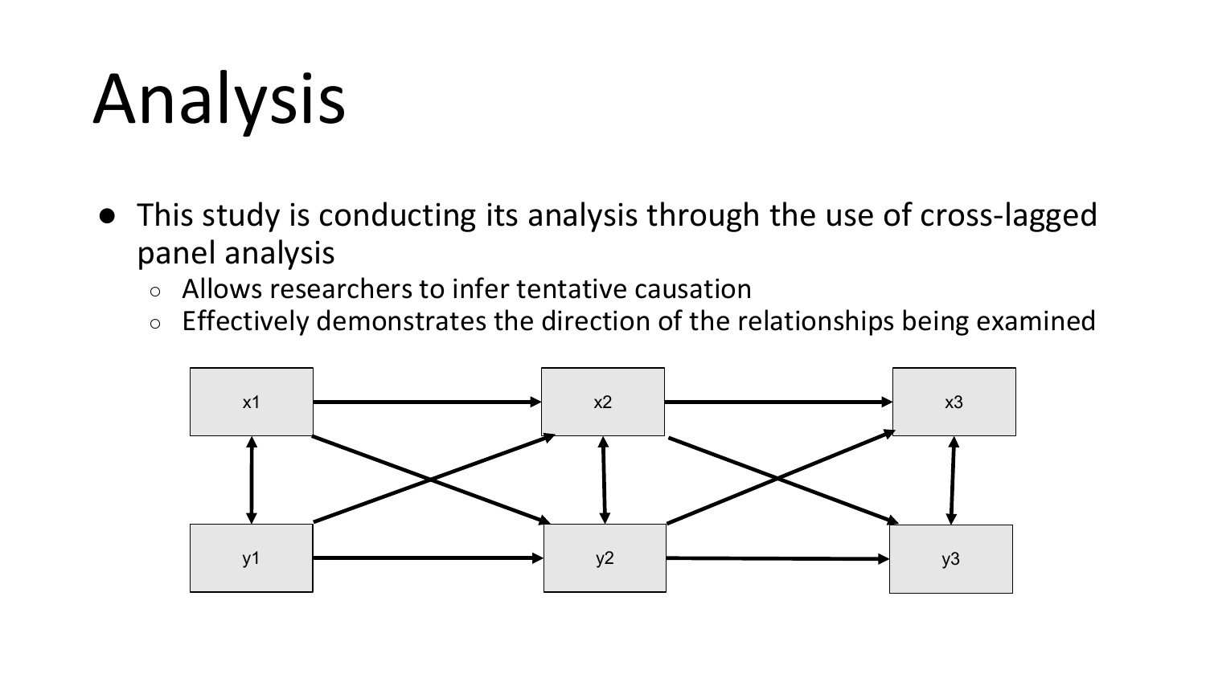# Analysis

- This study is conducting its analysis through the use of cross-lagged panel analysis
  - Allows researchers to infer tentative causation
  - Effectively demonstrates the direction of the relationships being examined

x1

x2

x3

y1

y2

y3